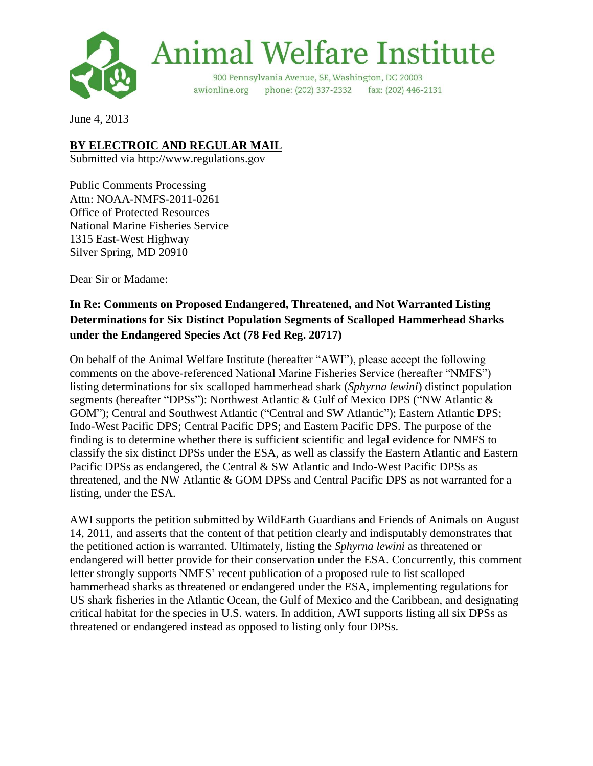# Animal Welfare Institute

900 Pennsylvania Avenue, SE, Washington, DC 20003
awionline.org phone: (202) 337-2332 fax: (202) 446-2131

June 4, 2013

**BY ELECTROIC AND REGULAR MAIL**
Submitted via http://www.regulations.gov

Public Comments Processing
Attn: NOAA-NMFS-2011-0261
Office of Protected Resources
National Marine Fisheries Service
1315 East-West Highway
Silver Spring, MD 20910

Dear Sir or Madame:

**In Re: Comments on Proposed Endangered, Threatened, and Not Warranted Listing Determinations for Six Distinct Population Segments of Scalloped Hammerhead Sharks under the Endangered Species Act (78 Fed Reg. 20717)**

On behalf of the Animal Welfare Institute (hereafter "AWI"), please accept the following comments on the above-referenced National Marine Fisheries Service (hereafter "NMFS") listing determinations for six scalloped hammerhead shark (*Sphyrna lewini*) distinct population segments (hereafter "DPSs"): Northwest Atlantic & Gulf of Mexico DPS ("NW Atlantic & GOM"); Central and Southwest Atlantic ("Central and SW Atlantic"); Eastern Atlantic DPS; Indo-West Pacific DPS; Central Pacific DPS; and Eastern Pacific DPS. The purpose of the finding is to determine whether there is sufficient scientific and legal evidence for NMFS to classify the six distinct DPSs under the ESA, as well as classify the Eastern Atlantic and Eastern Pacific DPSs as endangered, the Central & SW Atlantic and Indo-West Pacific DPSs as threatened, and the NW Atlantic & GOM DPSs and Central Pacific DPS as not warranted for a listing, under the ESA.

AWI supports the petition submitted by WildEarth Guardians and Friends of Animals on August 14, 2011, and asserts that the content of that petition clearly and indisputably demonstrates that the petitioned action is warranted. Ultimately, listing the *Sphyrna lewini* as threatened or endangered will better provide for their conservation under the ESA. Concurrently, this comment letter strongly supports NMFS' recent publication of a proposed rule to list scalloped hammerhead sharks as threatened or endangered under the ESA, implementing regulations for US shark fisheries in the Atlantic Ocean, the Gulf of Mexico and the Caribbean, and designating critical habitat for the species in U.S. waters. In addition, AWI supports listing all six DPSs as threatened or endangered instead as opposed to listing only four DPSs.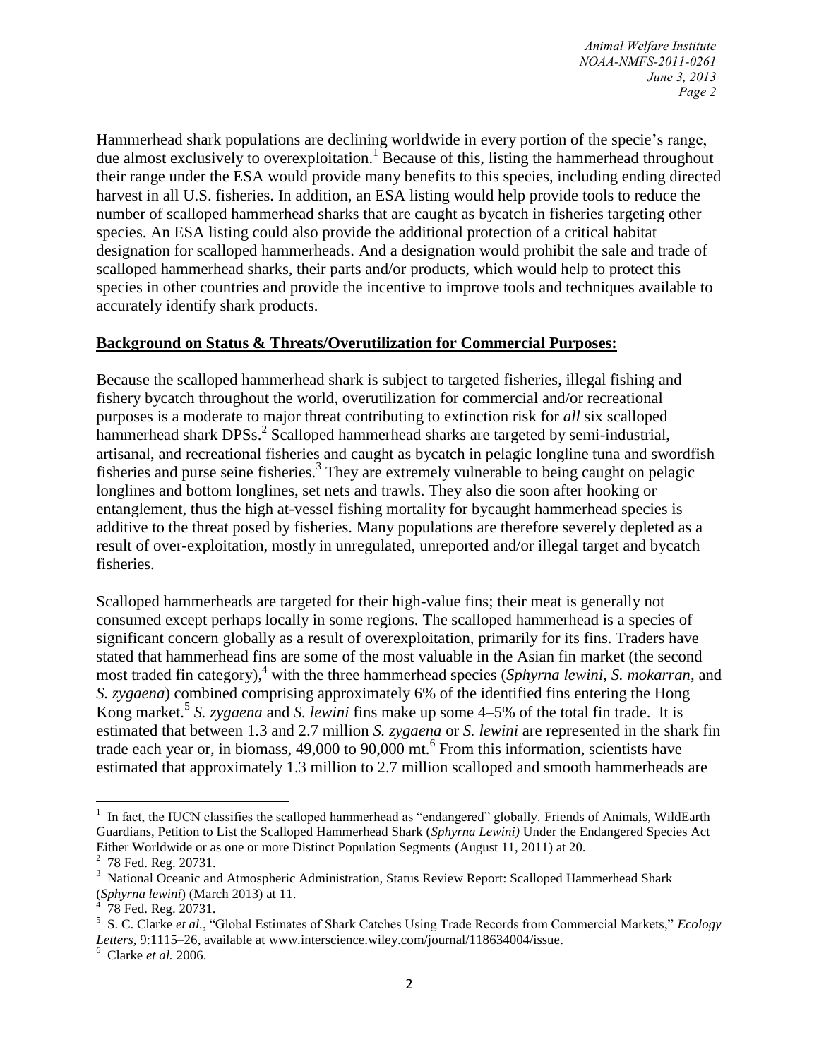Hammerhead shark populations are declining worldwide in every portion of the specie's range, due almost exclusively to overexploitation.[1] Because of this, listing the hammerhead throughout their range under the ESA would provide many benefits to this species, including ending directed harvest in all U.S. fisheries. In addition, an ESA listing would help provide tools to reduce the number of scalloped hammerhead sharks that are caught as bycatch in fisheries targeting other species. An ESA listing could also provide the additional protection of a critical habitat designation for scalloped hammerheads. And a designation would prohibit the sale and trade of scalloped hammerhead sharks, their parts and/or products, which would help to protect this species in other countries and provide the incentive to improve tools and techniques available to accurately identify shark products.

**Background on Status & Threats/Overutilization for Commercial Purposes:**

Because the scalloped hammerhead shark is subject to targeted fisheries, illegal fishing and fishery bycatch throughout the world, overutilization for commercial and/or recreational purposes is a moderate to major threat contributing to extinction risk for *all* six scalloped hammerhead shark DPSs.[2] Scalloped hammerhead sharks are targeted by semi-industrial, artisanal, and recreational fisheries and caught as bycatch in pelagic longline tuna and swordfish fisheries and purse seine fisheries.[3] They are extremely vulnerable to being caught on pelagic longlines and bottom longlines, set nets and trawls. They also die soon after hooking or entanglement, thus the high at-vessel fishing mortality for bycaught hammerhead species is additive to the threat posed by fisheries. Many populations are therefore severely depleted as a result of over-exploitation, mostly in unregulated, unreported and/or illegal target and bycatch fisheries.

Scalloped hammerheads are targeted for their high-value fins; their meat is generally not consumed except perhaps locally in some regions. The scalloped hammerhead is a species of significant concern globally as a result of overexploitation, primarily for its fins. Traders have stated that hammerhead fins are some of the most valuable in the Asian fin market (the second most traded fin category),[4] with the three hammerhead species (*Sphyrna lewini, S. mokarran,* and *S. zygaena*) combined comprising approximately 6% of the identified fins entering the Hong Kong market.[5] *S. zygaena* and *S. lewini* fins make up some 4–5% of the total fin trade. It is estimated that between 1.3 and 2.7 million *S. zygaena* or *S. lewini* are represented in the shark fin trade each year or, in biomass, 49,000 to 90,000 mt.[6] From this information, scientists have estimated that approximately 1.3 million to 2.7 million scalloped and smooth hammerheads are

---

[1] In fact, the IUCN classifies the scalloped hammerhead as "endangered" globally. Friends of Animals, WildEarth Guardians, Petition to List the Scalloped Hammerhead Shark (*Sphyrna Lewini)* Under the Endangered Species Act Either Worldwide or as one or more Distinct Population Segments (August 11, 2011) at 20.

[2] 78 Fed. Reg. 20731.

[3] National Oceanic and Atmospheric Administration, Status Review Report: Scalloped Hammerhead Shark (*Sphyrna lewini*) (March 2013) at 11.

[4] 78 Fed. Reg. 20731.

[5] S. C. Clarke *et al.*, "Global Estimates of Shark Catches Using Trade Records from Commercial Markets," *Ecology Letters*, 9:1115–26, available at www.interscience.wiley.com/journal/118634004/issue.

[6] Clarke *et al.* 2006.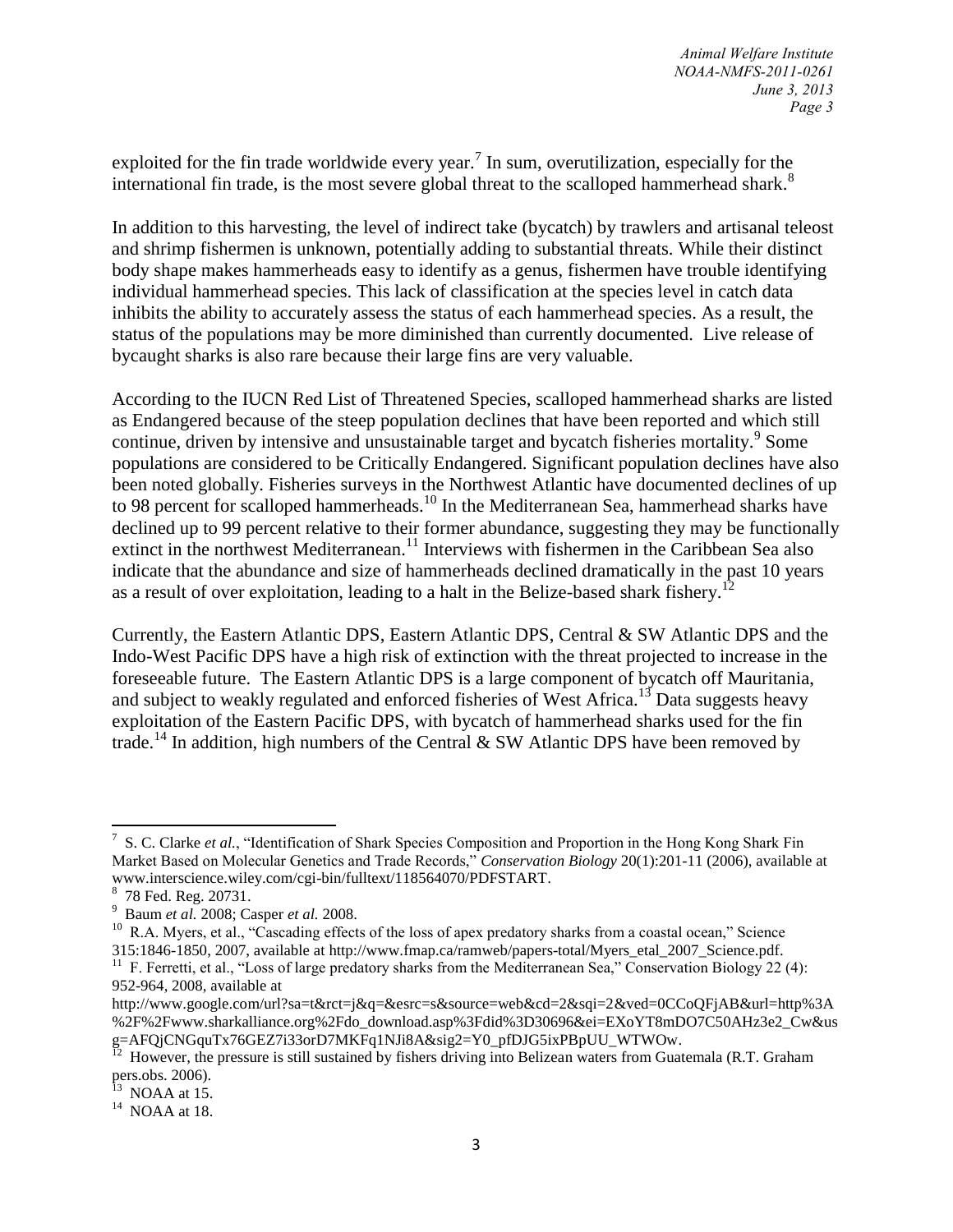exploited for the fin trade worldwide every year.[7] In sum, overutilization, especially for the international fin trade, is the most severe global threat to the scalloped hammerhead shark.[8]

In addition to this harvesting, the level of indirect take (bycatch) by trawlers and artisanal teleost and shrimp fishermen is unknown, potentially adding to substantial threats. While their distinct body shape makes hammerheads easy to identify as a genus, fishermen have trouble identifying individual hammerhead species. This lack of classification at the species level in catch data inhibits the ability to accurately assess the status of each hammerhead species. As a result, the status of the populations may be more diminished than currently documented. Live release of bycaught sharks is also rare because their large fins are very valuable.

According to the IUCN Red List of Threatened Species, scalloped hammerhead sharks are listed as Endangered because of the steep population declines that have been reported and which still continue, driven by intensive and unsustainable target and bycatch fisheries mortality.[9] Some populations are considered to be Critically Endangered. Significant population declines have also been noted globally. Fisheries surveys in the Northwest Atlantic have documented declines of up to 98 percent for scalloped hammerheads.[10] In the Mediterranean Sea, hammerhead sharks have declined up to 99 percent relative to their former abundance, suggesting they may be functionally extinct in the northwest Mediterranean.[11] Interviews with fishermen in the Caribbean Sea also indicate that the abundance and size of hammerheads declined dramatically in the past 10 years as a result of over exploitation, leading to a halt in the Belize-based shark fishery.[12]

Currently, the Eastern Atlantic DPS, Eastern Atlantic DPS, Central & SW Atlantic DPS and the Indo-West Pacific DPS have a high risk of extinction with the threat projected to increase in the foreseeable future. The Eastern Atlantic DPS is a large component of bycatch off Mauritania, and subject to weakly regulated and enforced fisheries of West Africa.[13] Data suggests heavy exploitation of the Eastern Pacific DPS, with bycatch of hammerhead sharks used for the fin trade.[14] In addition, high numbers of the Central & SW Atlantic DPS have been removed by

---

[7] S. C. Clarke *et al.*, "Identification of Shark Species Composition and Proportion in the Hong Kong Shark Fin Market Based on Molecular Genetics and Trade Records," *Conservation Biology* 20(1):201-11 (2006), available at www.interscience.wiley.com/cgi-bin/fulltext/118564070/PDFSTART.

[8] 78 Fed. Reg. 20731.

[9] Baum *et al.* 2008; Casper *et al.* 2008.

[10] R.A. Myers, et al., "Cascading effects of the loss of apex predatory sharks from a coastal ocean," Science 315:1846-1850, 2007, available at http://www.fmap.ca/ramweb/papers-total/Myers_etal_2007_Science.pdf.

[11] F. Ferretti, et al., "Loss of large predatory sharks from the Mediterranean Sea," Conservation Biology 22 (4): 952-964, 2008, available at http://www.google.com/url?sa=t&rct=j&q=&esrc=s&source=web&cd=2&sqi=2&ved=0CCoQFjAB&url=http%3A%2F%2Fwww.sharkalliance.org%2Fdo_download.asp%3Fdid%3D30696&ei=EXoYT8mDO7C50AHz3e2_Cw&usg=AFQjCNGquTx76GEZ7i33orD7MKFq1NJi8A&sig2=Y0_pfDJG5ixPBpUU_WTWOw.

[12] However, the pressure is still sustained by fishers driving into Belizean waters from Guatemala (R.T. Graham pers.obs. 2006).

[13] NOAA at 15.

[14] NOAA at 18.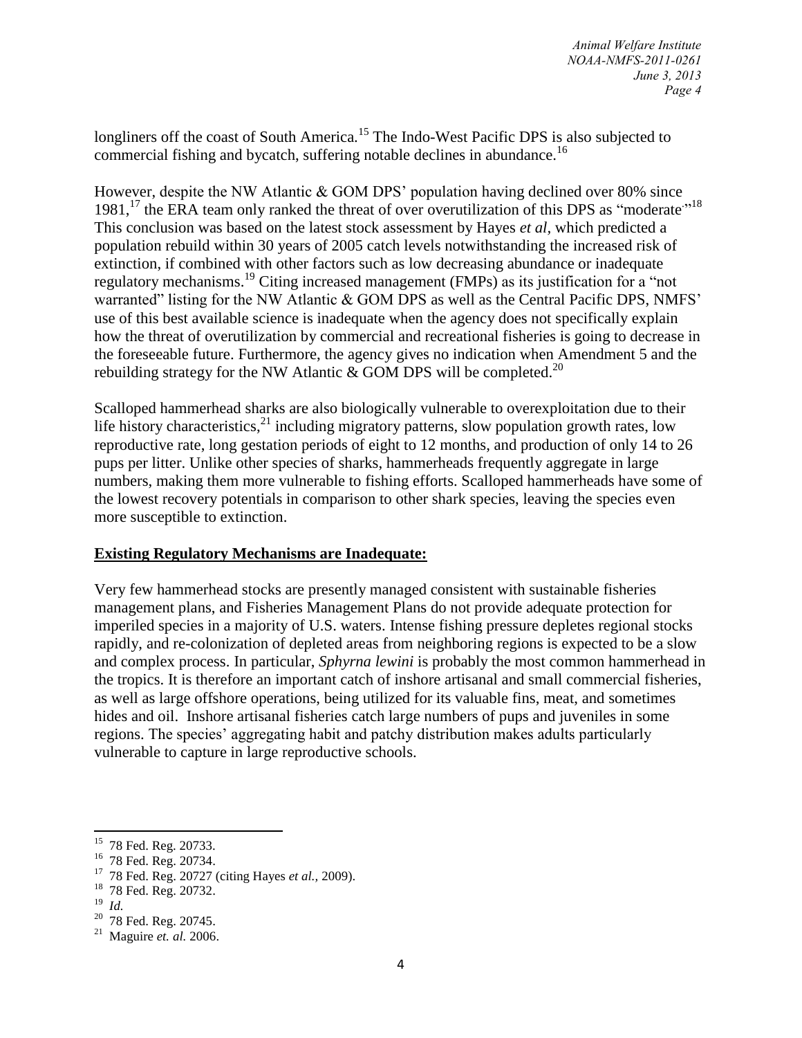longliners off the coast of South America.[15] The Indo-West Pacific DPS is also subjected to commercial fishing and bycatch, suffering notable declines in abundance.[16]

However, despite the NW Atlantic & GOM DPS' population having declined over 80% since 1981,[17] the ERA team only ranked the threat of over overutilization of this DPS as "moderate."[18] This conclusion was based on the latest stock assessment by Hayes *et al,* which predicted a population rebuild within 30 years of 2005 catch levels notwithstanding the increased risk of extinction, if combined with other factors such as low decreasing abundance or inadequate regulatory mechanisms.[19] Citing increased management (FMPs) as its justification for a "not warranted" listing for the NW Atlantic & GOM DPS as well as the Central Pacific DPS, NMFS' use of this best available science is inadequate when the agency does not specifically explain how the threat of overutilization by commercial and recreational fisheries is going to decrease in the foreseeable future. Furthermore, the agency gives no indication when Amendment 5 and the rebuilding strategy for the NW Atlantic & GOM DPS will be completed.[20]

Scalloped hammerhead sharks are also biologically vulnerable to overexploitation due to their life history characteristics,[21] including migratory patterns, slow population growth rates, low reproductive rate, long gestation periods of eight to 12 months, and production of only 14 to 26 pups per litter. Unlike other species of sharks, hammerheads frequently aggregate in large numbers, making them more vulnerable to fishing efforts. Scalloped hammerheads have some of the lowest recovery potentials in comparison to other shark species, leaving the species even more susceptible to extinction.

**Existing Regulatory Mechanisms are Inadequate:**

Very few hammerhead stocks are presently managed consistent with sustainable fisheries management plans, and Fisheries Management Plans do not provide adequate protection for imperiled species in a majority of U.S. waters. Intense fishing pressure depletes regional stocks rapidly, and re-colonization of depleted areas from neighboring regions is expected to be a slow and complex process. In particular, *Sphyrna lewini* is probably the most common hammerhead in the tropics. It is therefore an important catch of inshore artisanal and small commercial fisheries, as well as large offshore operations, being utilized for its valuable fins, meat, and sometimes hides and oil. Inshore artisanal fisheries catch large numbers of pups and juveniles in some regions. The species' aggregating habit and patchy distribution makes adults particularly vulnerable to capture in large reproductive schools.

---

[15] 78 Fed. Reg. 20733.

[16] 78 Fed. Reg. 20734.

[17] 78 Fed. Reg. 20727 (citing Hayes *et al.,* 2009).

[18] 78 Fed. Reg. 20732.

[19] *Id.*

[20] 78 Fed. Reg. 20745.

[21] Maguire *et. al.* 2006.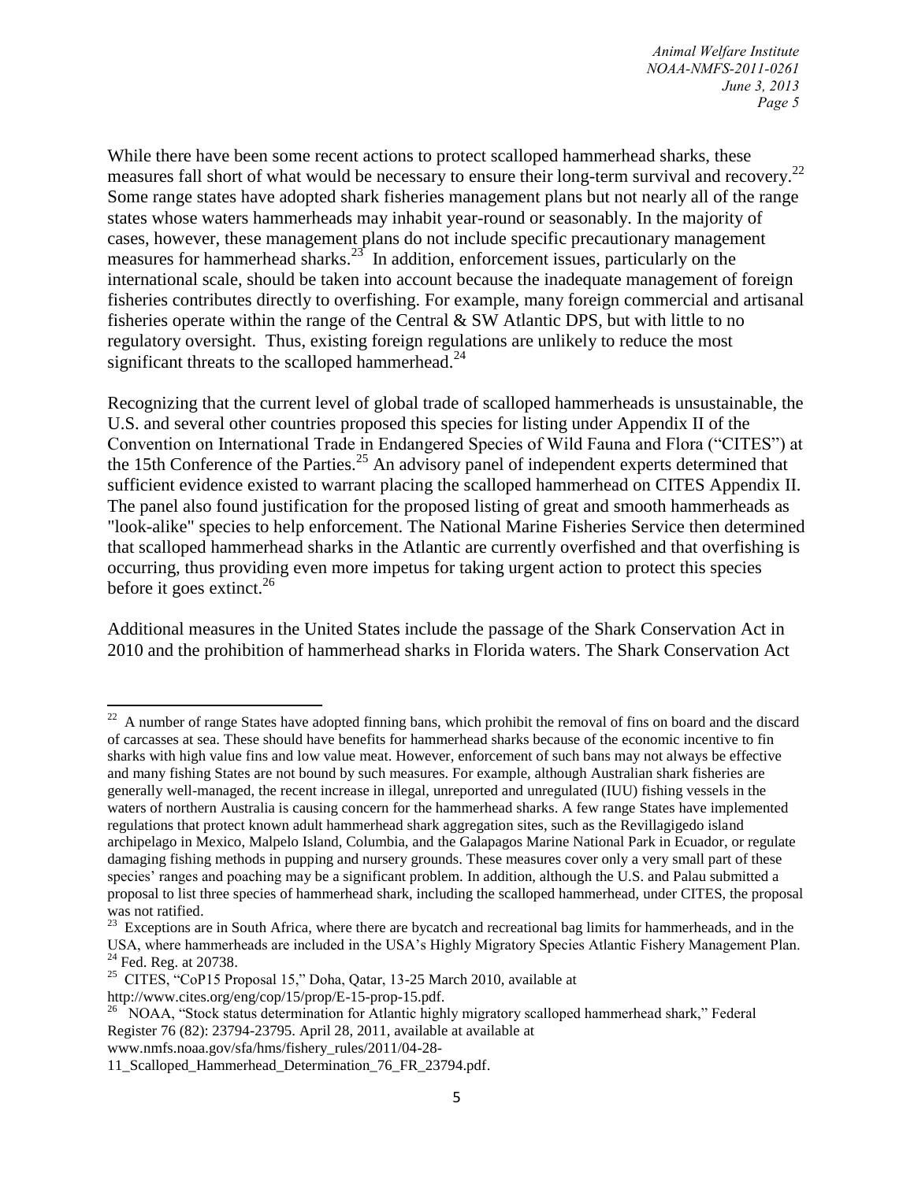While there have been some recent actions to protect scalloped hammerhead sharks, these measures fall short of what would be necessary to ensure their long-term survival and recovery.[22] Some range states have adopted shark fisheries management plans but not nearly all of the range states whose waters hammerheads may inhabit year-round or seasonably. In the majority of cases, however, these management plans do not include specific precautionary management measures for hammerhead sharks.[23] In addition, enforcement issues, particularly on the international scale, should be taken into account because the inadequate management of foreign fisheries contributes directly to overfishing. For example, many foreign commercial and artisanal fisheries operate within the range of the Central & SW Atlantic DPS, but with little to no regulatory oversight. Thus, existing foreign regulations are unlikely to reduce the most significant threats to the scalloped hammerhead.[24]

Recognizing that the current level of global trade of scalloped hammerheads is unsustainable, the U.S. and several other countries proposed this species for listing under Appendix II of the Convention on International Trade in Endangered Species of Wild Fauna and Flora ("CITES") at the 15th Conference of the Parties.[25] An advisory panel of independent experts determined that sufficient evidence existed to warrant placing the scalloped hammerhead on CITES Appendix II. The panel also found justification for the proposed listing of great and smooth hammerheads as "look-alike" species to help enforcement. The National Marine Fisheries Service then determined that scalloped hammerhead sharks in the Atlantic are currently overfished and that overfishing is occurring, thus providing even more impetus for taking urgent action to protect this species before it goes extinct.[26]

Additional measures in the United States include the passage of the Shark Conservation Act in 2010 and the prohibition of hammerhead sharks in Florida waters. The Shark Conservation Act

---

[22] A number of range States have adopted finning bans, which prohibit the removal of fins on board and the discard of carcasses at sea. These should have benefits for hammerhead sharks because of the economic incentive to fin sharks with high value fins and low value meat. However, enforcement of such bans may not always be effective and many fishing States are not bound by such measures. For example, although Australian shark fisheries are generally well-managed, the recent increase in illegal, unreported and unregulated (IUU) fishing vessels in the waters of northern Australia is causing concern for the hammerhead sharks. A few range States have implemented regulations that protect known adult hammerhead shark aggregation sites, such as the Revillagigedo island archipelago in Mexico, Malpelo Island, Columbia, and the Galapagos Marine National Park in Ecuador, or regulate damaging fishing methods in pupping and nursery grounds. These measures cover only a very small part of these species' ranges and poaching may be a significant problem. In addition, although the U.S. and Palau submitted a proposal to list three species of hammerhead shark, including the scalloped hammerhead, under CITES, the proposal was not ratified.

[23] Exceptions are in South Africa, where there are bycatch and recreational bag limits for hammerheads, and in the USA, where hammerheads are included in the USA's Highly Migratory Species Atlantic Fishery Management Plan.

[24] Fed. Reg. at 20738.

[25] CITES, "CoP15 Proposal 15," Doha, Qatar, 13-25 March 2010, available at http://www.cites.org/eng/cop/15/prop/E-15-prop-15.pdf.

[26] NOAA, "Stock status determination for Atlantic highly migratory scalloped hammerhead shark," Federal Register 76 (82): 23794-23795. April 28, 2011, available at available at www.nmfs.noaa.gov/sfa/hms/fishery_rules/2011/04-28-11_Scalloped_Hammerhead_Determination_76_FR_23794.pdf.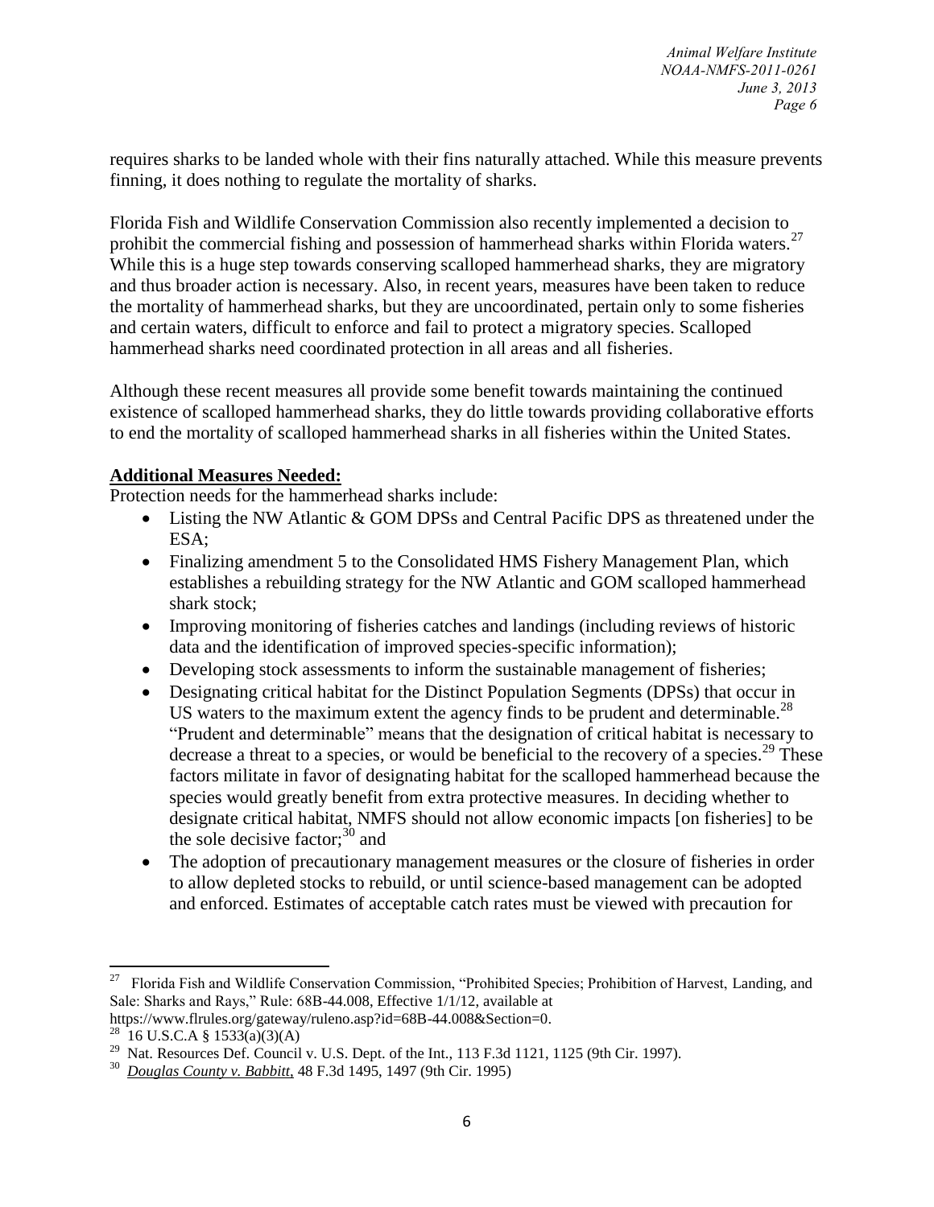requires sharks to be landed whole with their fins naturally attached. While this measure prevents finning, it does nothing to regulate the mortality of sharks.

Florida Fish and Wildlife Conservation Commission also recently implemented a decision to prohibit the commercial fishing and possession of hammerhead sharks within Florida waters.[27] While this is a huge step towards conserving scalloped hammerhead sharks, they are migratory and thus broader action is necessary. Also, in recent years, measures have been taken to reduce the mortality of hammerhead sharks, but they are uncoordinated, pertain only to some fisheries and certain waters, difficult to enforce and fail to protect a migratory species. Scalloped hammerhead sharks need coordinated protection in all areas and all fisheries.

Although these recent measures all provide some benefit towards maintaining the continued existence of scalloped hammerhead sharks, they do little towards providing collaborative efforts to end the mortality of scalloped hammerhead sharks in all fisheries within the United States.

**Additional Measures Needed:**

Protection needs for the hammerhead sharks include:

- Listing the NW Atlantic & GOM DPSs and Central Pacific DPS as threatened under the ESA;
- Finalizing amendment 5 to the Consolidated HMS Fishery Management Plan, which establishes a rebuilding strategy for the NW Atlantic and GOM scalloped hammerhead shark stock;
- Improving monitoring of fisheries catches and landings (including reviews of historic data and the identification of improved species-specific information);
- Developing stock assessments to inform the sustainable management of fisheries;
- Designating critical habitat for the Distinct Population Segments (DPSs) that occur in US waters to the maximum extent the agency finds to be prudent and determinable.[28] "Prudent and determinable" means that the designation of critical habitat is necessary to decrease a threat to a species, or would be beneficial to the recovery of a species.[29] These factors militate in favor of designating habitat for the scalloped hammerhead because the species would greatly benefit from extra protective measures. In deciding whether to designate critical habitat, NMFS should not allow economic impacts [on fisheries] to be the sole decisive factor;[30] and
- The adoption of precautionary management measures or the closure of fisheries in order to allow depleted stocks to rebuild, or until science-based management can be adopted and enforced. Estimates of acceptable catch rates must be viewed with precaution for

---

[27] Florida Fish and Wildlife Conservation Commission, "Prohibited Species; Prohibition of Harvest, Landing, and Sale: Sharks and Rays," Rule: 68B-44.008, Effective 1/1/12, available at https://www.flrules.org/gateway/ruleno.asp?id=68B-44.008&Section=0.

[28] 16 U.S.C.A § 1533(a)(3)(A)

[29] Nat. Resources Def. Council v. U.S. Dept. of the Int., 113 F.3d 1121, 1125 (9th Cir. 1997).

[30] *Douglas County v. Babbitt*, 48 F.3d 1495, 1497 (9th Cir. 1995)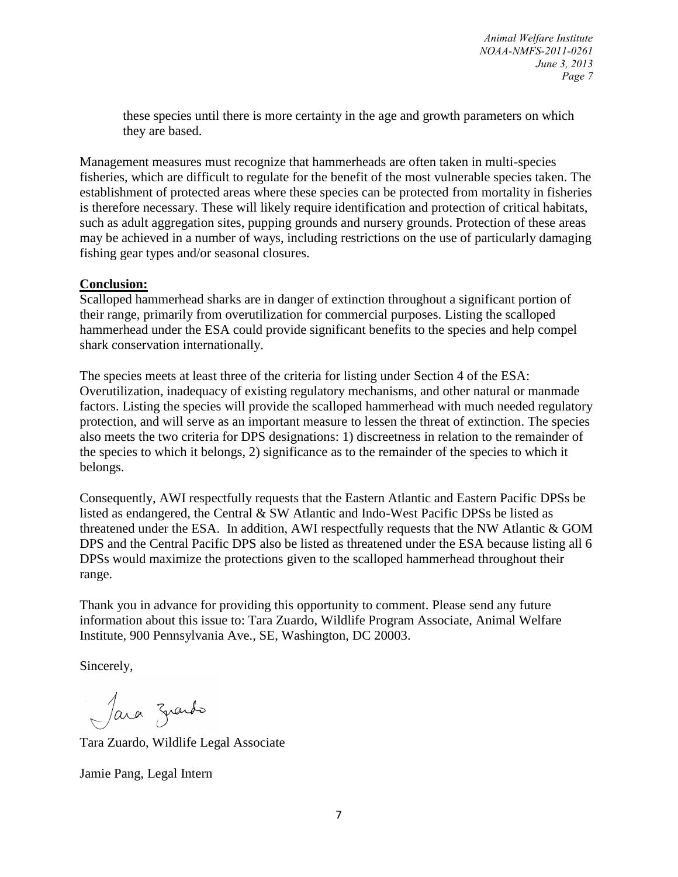these species until there is more certainty in the age and growth parameters on which they are based.

Management measures must recognize that hammerheads are often taken in multi-species fisheries, which are difficult to regulate for the benefit of the most vulnerable species taken. The establishment of protected areas where these species can be protected from mortality in fisheries is therefore necessary. These will likely require identification and protection of critical habitats, such as adult aggregation sites, pupping grounds and nursery grounds. Protection of these areas may be achieved in a number of ways, including restrictions on the use of particularly damaging fishing gear types and/or seasonal closures.

**Conclusion:**

Scalloped hammerhead sharks are in danger of extinction throughout a significant portion of their range, primarily from overutilization for commercial purposes. Listing the scalloped hammerhead under the ESA could provide significant benefits to the species and help compel shark conservation internationally.

The species meets at least three of the criteria for listing under Section 4 of the ESA: Overutilization, inadequacy of existing regulatory mechanisms, and other natural or manmade factors. Listing the species will provide the scalloped hammerhead with much needed regulatory protection, and will serve as an important measure to lessen the threat of extinction. The species also meets the two criteria for DPS designations: 1) discreetness in relation to the remainder of the species to which it belongs, 2) significance as to the remainder of the species to which it belongs.

Consequently, AWI respectfully requests that the Eastern Atlantic and Eastern Pacific DPSs be listed as endangered, the Central & SW Atlantic and Indo-West Pacific DPSs be listed as threatened under the ESA. In addition, AWI respectfully requests that the NW Atlantic & GOM DPS and the Central Pacific DPS also be listed as threatened under the ESA because listing all 6 DPSs would maximize the protections given to the scalloped hammerhead throughout their range.

Thank you in advance for providing this opportunity to comment. Please send any future information about this issue to: Tara Zuardo, Wildlife Program Associate, Animal Welfare Institute, 900 Pennsylvania Ave., SE, Washington, DC 20003.

Sincerely,

Tara Zuardo

Tara Zuardo, Wildlife Legal Associate

Jamie Pang, Legal Intern